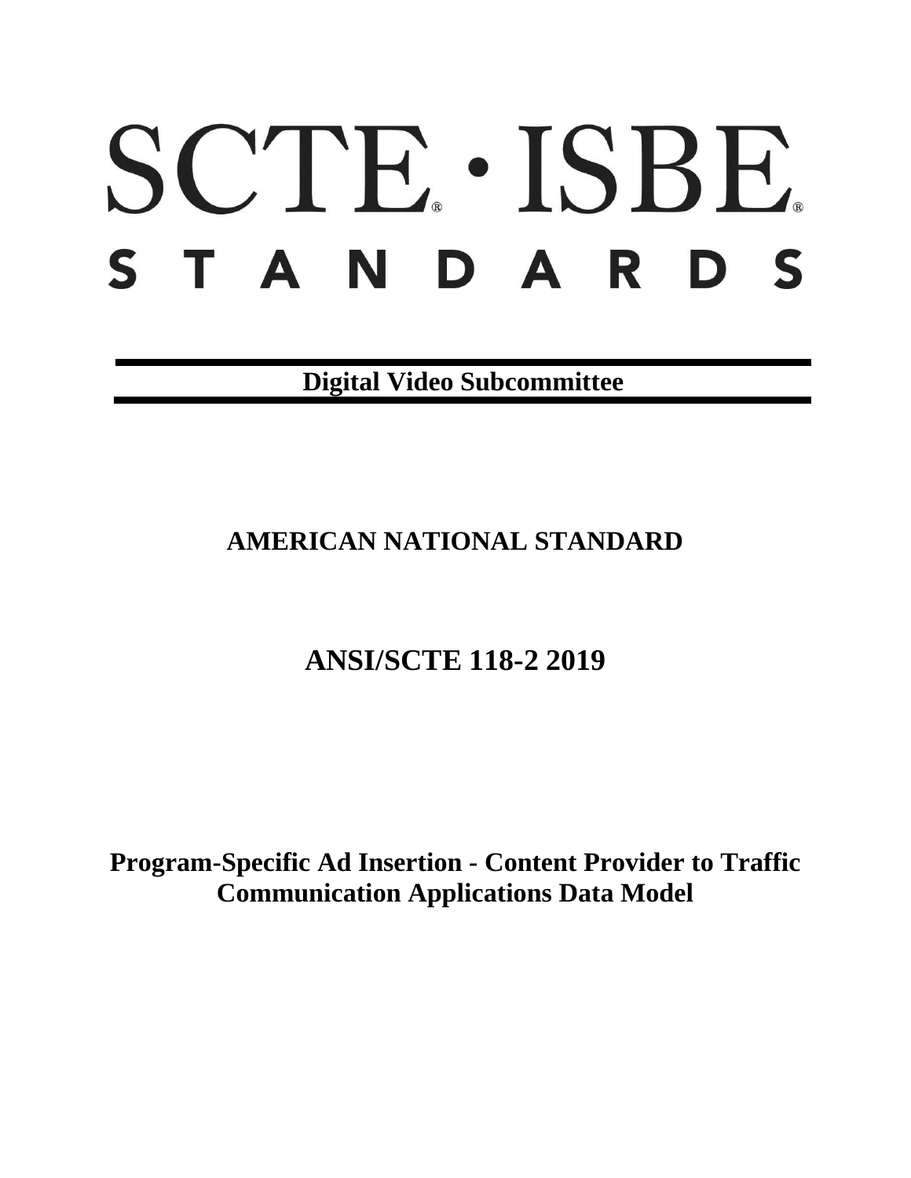# SCTE · ISBE STANDARDS

**Digital Video Subcommittee**

## AMERICAN NATIONAL STANDARD

## ANSI/SCTE 118-2 2019

# Program-Specific Ad Insertion - Content Provider to Traffic Communication Applications Data Model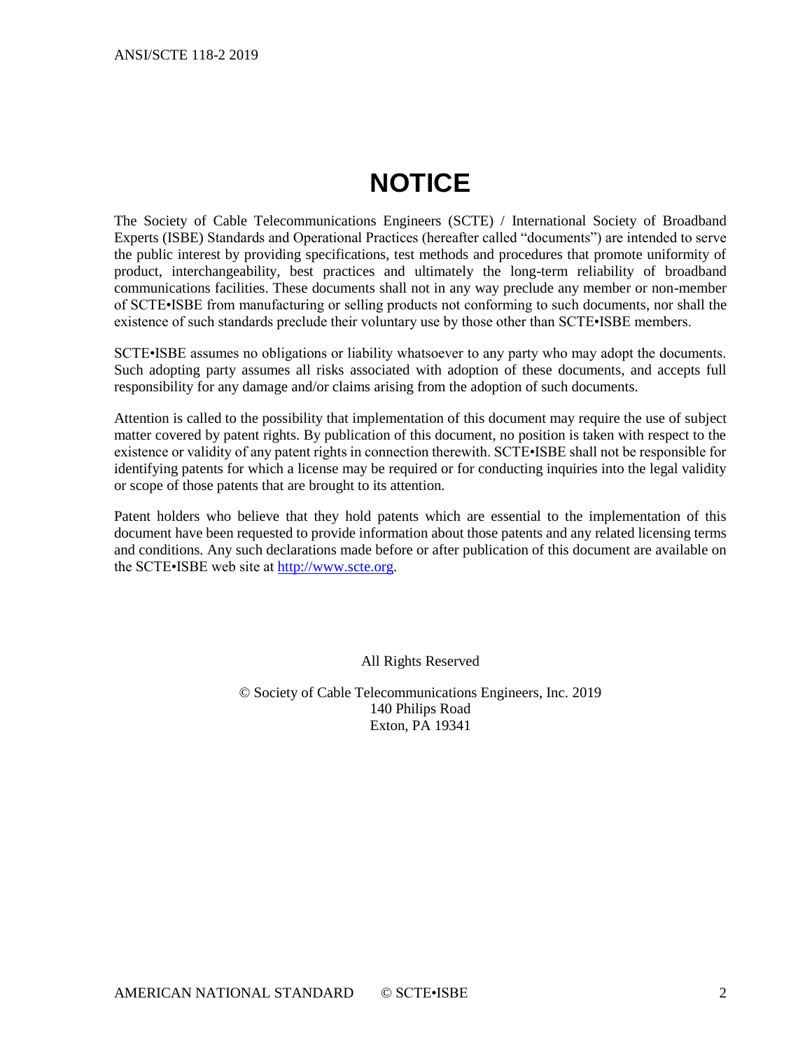# NOTICE

The Society of Cable Telecommunications Engineers (SCTE) / International Society of Broadband Experts (ISBE) Standards and Operational Practices (hereafter called "documents") are intended to serve the public interest by providing specifications, test methods and procedures that promote uniformity of product, interchangeability, best practices and ultimately the long-term reliability of broadband communications facilities. These documents shall not in any way preclude any member or non-member of SCTE•ISBE from manufacturing or selling products not conforming to such documents, nor shall the existence of such standards preclude their voluntary use by those other than SCTE•ISBE members.

SCTE•ISBE assumes no obligations or liability whatsoever to any party who may adopt the documents. Such adopting party assumes all risks associated with adoption of these documents, and accepts full responsibility for any damage and/or claims arising from the adoption of such documents.

Attention is called to the possibility that implementation of this document may require the use of subject matter covered by patent rights. By publication of this document, no position is taken with respect to the existence or validity of any patent rights in connection therewith. SCTE•ISBE shall not be responsible for identifying patents for which a license may be required or for conducting inquiries into the legal validity or scope of those patents that are brought to its attention.

Patent holders who believe that they hold patents which are essential to the implementation of this document have been requested to provide information about those patents and any related licensing terms and conditions. Any such declarations made before or after publication of this document are available on the SCTE•ISBE web site at [http://www.scte.org](http://www.scte.org).

All Rights Reserved

© Society of Cable Telecommunications Engineers, Inc. 2019
140 Philips Road
Exton, PA 19341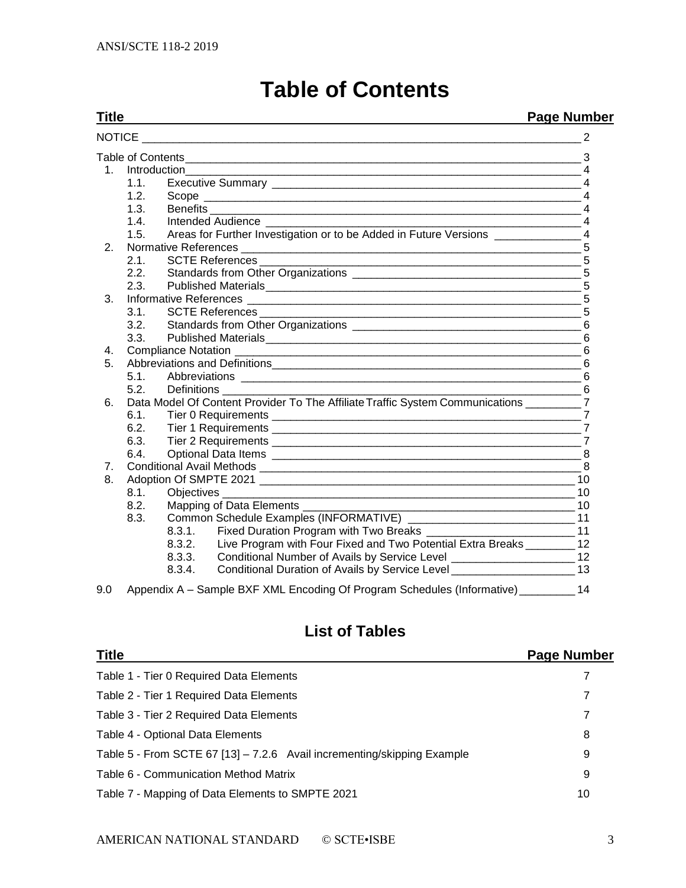# Table of Contents

| Title | Page Number |
|---|---|
| NOTICE | 2 |
| Table of Contents | 3 |
| 1. Introduction | 4 |
| 1.1. Executive Summary | 4 |
| 1.2. Scope | 4 |
| 1.3. Benefits | 4 |
| 1.4. Intended Audience | 4 |
| 1.5. Areas for Further Investigation or to be Added in Future Versions | 4 |
| 2. Normative References | 5 |
| 2.1. SCTE References | 5 |
| 2.2. Standards from Other Organizations | 5 |
| 2.3. Published Materials | 5 |
| 3. Informative References | 5 |
| 3.1. SCTE References | 5 |
| 3.2. Standards from Other Organizations | 6 |
| 3.3. Published Materials | 6 |
| 4. Compliance Notation | 6 |
| 5. Abbreviations and Definitions | 6 |
| 5.1. Abbreviations | 6 |
| 5.2. Definitions | 6 |
| 6. Data Model Of Content Provider To The Affiliate Traffic System Communications | 7 |
| 6.1. Tier 0 Requirements | 7 |
| 6.2. Tier 1 Requirements | 7 |
| 6.3. Tier 2 Requirements | 7 |
| 6.4. Optional Data Items | 8 |
| 7. Conditional Avail Methods | 8 |
| 8. Adoption Of SMPTE 2021 | 10 |
| 8.1. Objectives | 10 |
| 8.2. Mapping of Data Elements | 10 |
| 8.3. Common Schedule Examples (INFORMATIVE) | 11 |
| 8.3.1. Fixed Duration Program with Two Breaks | 11 |
| 8.3.2. Live Program with Four Fixed and Two Potential Extra Breaks | 12 |
| 8.3.3. Conditional Number of Avails by Service Level | 12 |
| 8.3.4. Conditional Duration of Avails by Service Level | 13 |
| 9.0 Appendix A – Sample BXF XML Encoding Of Program Schedules (Informative) | 14 |

## List of Tables

| Title | Page Number |
|---|---|
| Table 1 - Tier 0 Required Data Elements | 7 |
| Table 2 - Tier 1 Required Data Elements | 7 |
| Table 3 - Tier 2 Required Data Elements | 7 |
| Table 4 - Optional Data Elements | 8 |
| Table 5 - From SCTE 67 [13] – 7.2.6 Avail incrementing/skipping Example | 9 |
| Table 6 - Communication Method Matrix | 9 |
| Table 7 - Mapping of Data Elements to SMPTE 2021 | 10 |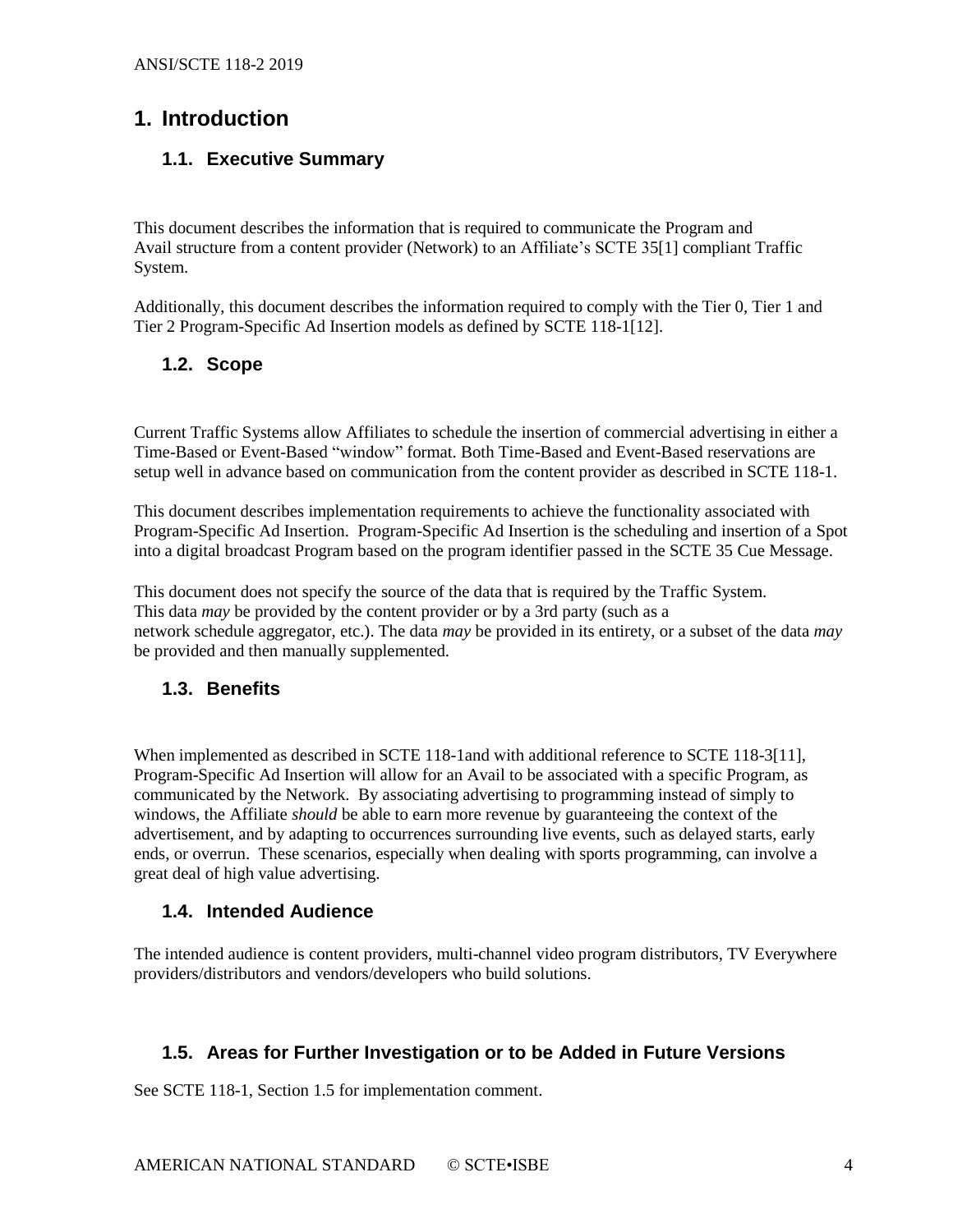# 1. Introduction

## 1.1. Executive Summary

This document describes the information that is required to communicate the Program and Avail structure from a content provider (Network) to an Affiliate's SCTE 35[1] compliant Traffic System.

Additionally, this document describes the information required to comply with the Tier 0, Tier 1 and Tier 2 Program-Specific Ad Insertion models as defined by SCTE 118-1[12].

## 1.2. Scope

Current Traffic Systems allow Affiliates to schedule the insertion of commercial advertising in either a Time-Based or Event-Based "window" format. Both Time-Based and Event-Based reservations are setup well in advance based on communication from the content provider as described in SCTE 118-1.

This document describes implementation requirements to achieve the functionality associated with Program-Specific Ad Insertion. Program-Specific Ad Insertion is the scheduling and insertion of a Spot into a digital broadcast Program based on the program identifier passed in the SCTE 35 Cue Message.

This document does not specify the source of the data that is required by the Traffic System. This data *may* be provided by the content provider or by a 3rd party (such as a network schedule aggregator, etc.). The data *may* be provided in its entirety, or a subset of the data *may* be provided and then manually supplemented.

## 1.3. Benefits

When implemented as described in SCTE 118-1and with additional reference to SCTE 118-3[11], Program-Specific Ad Insertion will allow for an Avail to be associated with a specific Program, as communicated by the Network. By associating advertising to programming instead of simply to windows, the Affiliate *should* be able to earn more revenue by guaranteeing the context of the advertisement, and by adapting to occurrences surrounding live events, such as delayed starts, early ends, or overrun. These scenarios, especially when dealing with sports programming, can involve a great deal of high value advertising.

## 1.4. Intended Audience

The intended audience is content providers, multi-channel video program distributors, TV Everywhere providers/distributors and vendors/developers who build solutions.

## 1.5. Areas for Further Investigation or to be Added in Future Versions

See SCTE 118-1, Section 1.5 for implementation comment.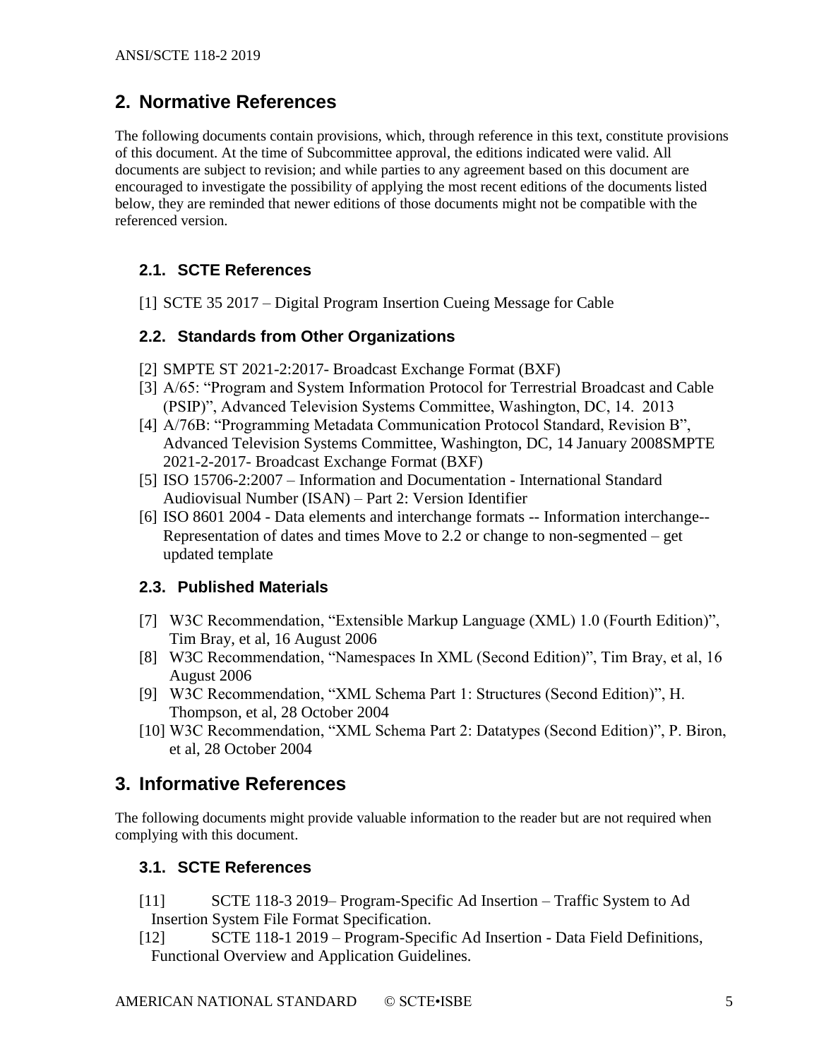# 2. Normative References

The following documents contain provisions, which, through reference in this text, constitute provisions of this document. At the time of Subcommittee approval, the editions indicated were valid. All documents are subject to revision; and while parties to any agreement based on this document are encouraged to investigate the possibility of applying the most recent editions of the documents listed below, they are reminded that newer editions of those documents might not be compatible with the referenced version.

## 2.1. SCTE References

[1] SCTE 35 2017 – Digital Program Insertion Cueing Message for Cable

## 2.2. Standards from Other Organizations

[2] SMPTE ST 2021-2:2017- Broadcast Exchange Format (BXF)
[3] A/65: "Program and System Information Protocol for Terrestrial Broadcast and Cable (PSIP)", Advanced Television Systems Committee, Washington, DC, 14. 2013
[4] A/76B: "Programming Metadata Communication Protocol Standard, Revision B", Advanced Television Systems Committee, Washington, DC, 14 January 2008SMPTE 2021-2-2017- Broadcast Exchange Format (BXF)
[5] ISO 15706-2:2007 – Information and Documentation - International Standard Audiovisual Number (ISAN) – Part 2: Version Identifier
[6] ISO 8601 2004 - Data elements and interchange formats -- Information interchange-- Representation of dates and times Move to 2.2 or change to non-segmented – get updated template

## 2.3. Published Materials

[7] W3C Recommendation, "Extensible Markup Language (XML) 1.0 (Fourth Edition)", Tim Bray, et al, 16 August 2006
[8] W3C Recommendation, "Namespaces In XML (Second Edition)", Tim Bray, et al, 16 August 2006
[9] W3C Recommendation, "XML Schema Part 1: Structures (Second Edition)", H. Thompson, et al, 28 October 2004
[10] W3C Recommendation, "XML Schema Part 2: Datatypes (Second Edition)", P. Biron, et al, 28 October 2004

# 3. Informative References

The following documents might provide valuable information to the reader but are not required when complying with this document.

## 3.1. SCTE References

[11] SCTE 118-3 2019– Program-Specific Ad Insertion – Traffic System to Ad Insertion System File Format Specification.
[12] SCTE 118-1 2019 – Program-Specific Ad Insertion - Data Field Definitions, Functional Overview and Application Guidelines.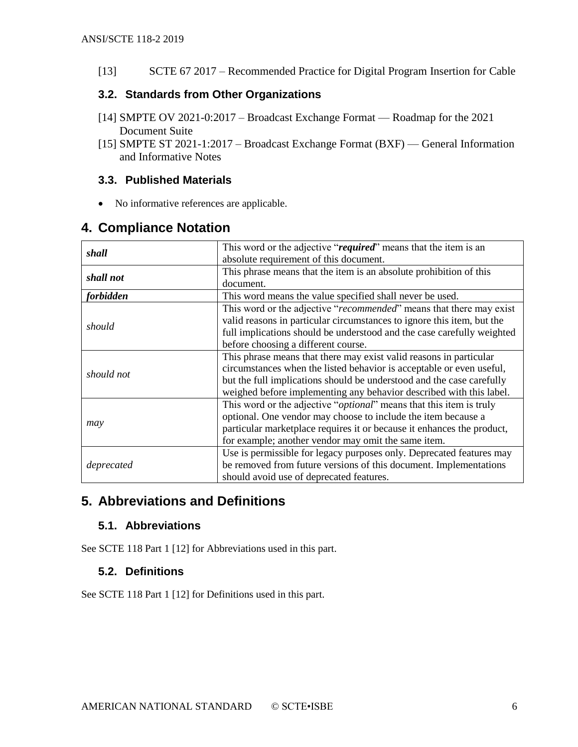[13] SCTE 67 2017 – Recommended Practice for Digital Program Insertion for Cable

### 3.2. Standards from Other Organizations

[14] SMPTE OV 2021-0:2017 – Broadcast Exchange Format — Roadmap for the 2021 Document Suite

[15] SMPTE ST 2021-1:2017 – Broadcast Exchange Format (BXF) — General Information and Informative Notes

### 3.3. Published Materials

- No informative references are applicable.

## 4. Compliance Notation

| | |
|---|---|
| ***shall*** | This word or the adjective "***required***" means that the item is an absolute requirement of this document. |
| ***shall not*** | This phrase means that the item is an absolute prohibition of this document. |
| ***forbidden*** | This word means the value specified shall never be used. |
| *should* | This word or the adjective "*recommended*" means that there may exist valid reasons in particular circumstances to ignore this item, but the full implications should be understood and the case carefully weighted before choosing a different course. |
| *should not* | This phrase means that there may exist valid reasons in particular circumstances when the listed behavior is acceptable or even useful, but the full implications should be understood and the case carefully weighed before implementing any behavior described with this label. |
| *may* | This word or the adjective "*optional*" means that this item is truly optional. One vendor may choose to include the item because a particular marketplace requires it or because it enhances the product, for example; another vendor may omit the same item. |
| *deprecated* | Use is permissible for legacy purposes only. Deprecated features may be removed from future versions of this document. Implementations should avoid use of deprecated features. |

## 5. Abbreviations and Definitions

### 5.1. Abbreviations

See SCTE 118 Part 1 [12] for Abbreviations used in this part.

### 5.2. Definitions

See SCTE 118 Part 1 [12] for Definitions used in this part.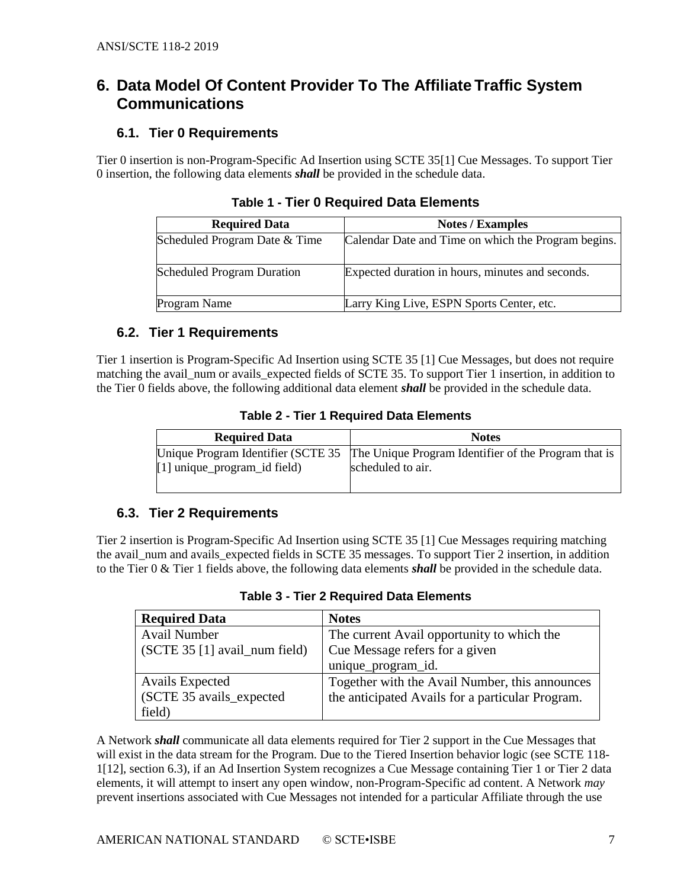# 6. Data Model Of Content Provider To The Affiliate Traffic System Communications

## 6.1. Tier 0 Requirements

Tier 0 insertion is non-Program-Specific Ad Insertion using SCTE 35[1] Cue Messages. To support Tier 0 insertion, the following data elements ***shall*** be provided in the schedule data.

**Table 1 - Tier 0 Required Data Elements**

| Required Data | Notes / Examples |
|---|---|
| Scheduled Program Date & Time | Calendar Date and Time on which the Program begins. |
| Scheduled Program Duration | Expected duration in hours, minutes and seconds. |
| Program Name | Larry King Live, ESPN Sports Center, etc. |

## 6.2. Tier 1 Requirements

Tier 1 insertion is Program-Specific Ad Insertion using SCTE 35 [1] Cue Messages, but does not require matching the avail_num or avails_expected fields of SCTE 35. To support Tier 1 insertion, in addition to the Tier 0 fields above, the following additional data element ***shall*** be provided in the schedule data.

**Table 2 - Tier 1 Required Data Elements**

| Required Data | Notes |
|---|---|
| Unique Program Identifier (SCTE 35 [1] unique_program_id field) | The Unique Program Identifier of the Program that is scheduled to air. |

## 6.3. Tier 2 Requirements

Tier 2 insertion is Program-Specific Ad Insertion using SCTE 35 [1] Cue Messages requiring matching the avail_num and avails_expected fields in SCTE 35 messages. To support Tier 2 insertion, in addition to the Tier 0 & Tier 1 fields above, the following data elements ***shall*** be provided in the schedule data.

**Table 3 - Tier 2 Required Data Elements**

| Required Data | Notes |
|---|---|
| Avail Number (SCTE 35 [1] avail_num field) | The current Avail opportunity to which the Cue Message refers for a given unique_program_id. |
| Avails Expected (SCTE 35 avails_expected field) | Together with the Avail Number, this announces the anticipated Avails for a particular Program. |

A Network ***shall*** communicate all data elements required for Tier 2 support in the Cue Messages that will exist in the data stream for the Program. Due to the Tiered Insertion behavior logic (see SCTE 118-1[12], section 6.3), if an Ad Insertion System recognizes a Cue Message containing Tier 1 or Tier 2 data elements, it will attempt to insert any open window, non-Program-Specific ad content. A Network *may* prevent insertions associated with Cue Messages not intended for a particular Affiliate through the use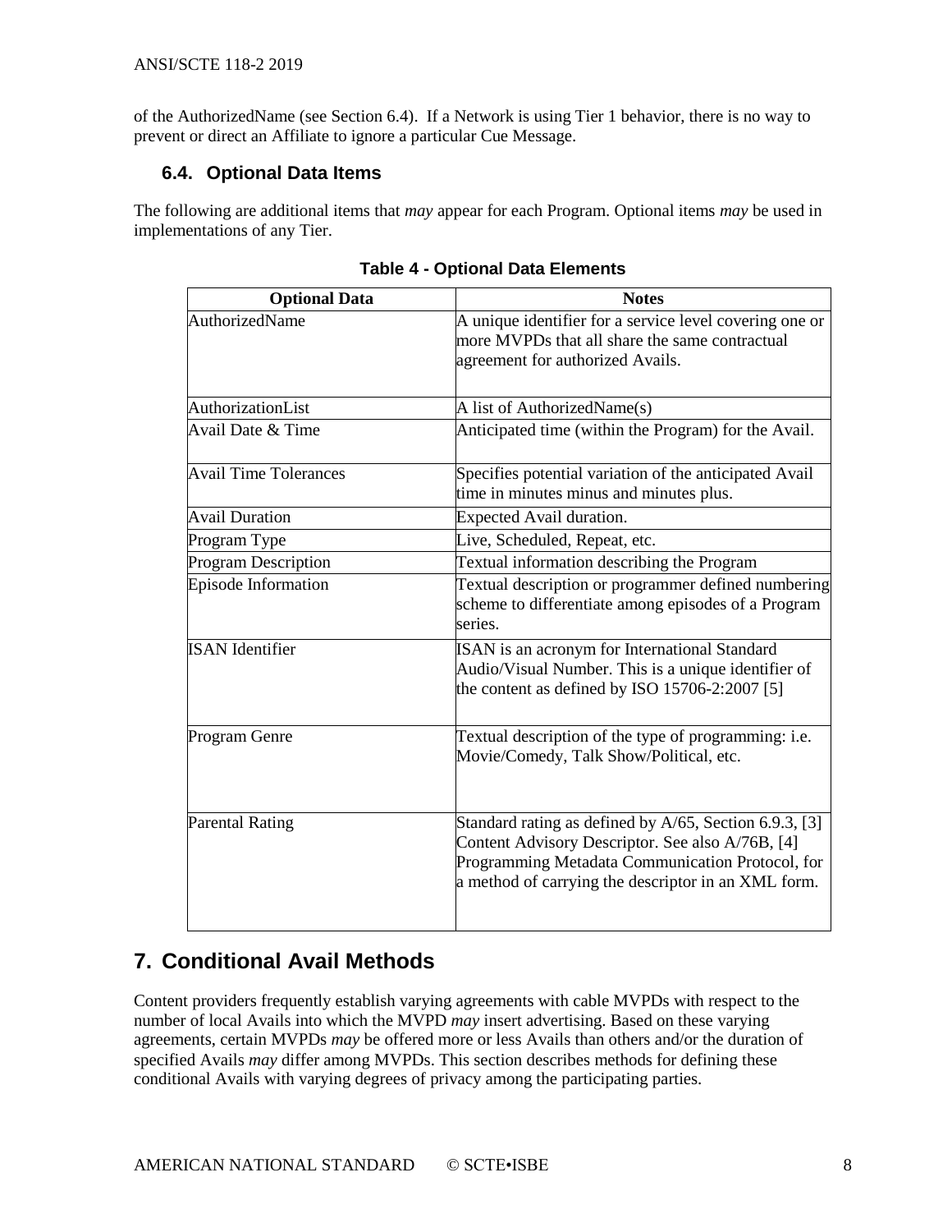of the AuthorizedName (see Section 6.4). If a Network is using Tier 1 behavior, there is no way to prevent or direct an Affiliate to ignore a particular Cue Message.

### 6.4. Optional Data Items

The following are additional items that *may* appear for each Program. Optional items *may* be used in implementations of any Tier.

**Table 4 - Optional Data Elements**

| Optional Data | Notes |
|---|---|
| AuthorizedName | A unique identifier for a service level covering one or more MVPDs that all share the same contractual agreement for authorized Avails. |
| AuthorizationList | A list of AuthorizedName(s) |
| Avail Date & Time | Anticipated time (within the Program) for the Avail. |
| Avail Time Tolerances | Specifies potential variation of the anticipated Avail time in minutes minus and minutes plus. |
| Avail Duration | Expected Avail duration. |
| Program Type | Live, Scheduled, Repeat, etc. |
| Program Description | Textual information describing the Program |
| Episode Information | Textual description or programmer defined numbering scheme to differentiate among episodes of a Program series. |
| ISAN Identifier | ISAN is an acronym for International Standard Audio/Visual Number. This is a unique identifier of the content as defined by ISO 15706-2:2007 [5] |
| Program Genre | Textual description of the type of programming: i.e. Movie/Comedy, Talk Show/Political, etc. |
| Parental Rating | Standard rating as defined by A/65, Section 6.9.3, [3] Content Advisory Descriptor. See also A/76B, [4] Programming Metadata Communication Protocol, for a method of carrying the descriptor in an XML form. |

## 7. Conditional Avail Methods

Content providers frequently establish varying agreements with cable MVPDs with respect to the number of local Avails into which the MVPD *may* insert advertising. Based on these varying agreements, certain MVPDs *may* be offered more or less Avails than others and/or the duration of specified Avails *may* differ among MVPDs. This section describes methods for defining these conditional Avails with varying degrees of privacy among the participating parties.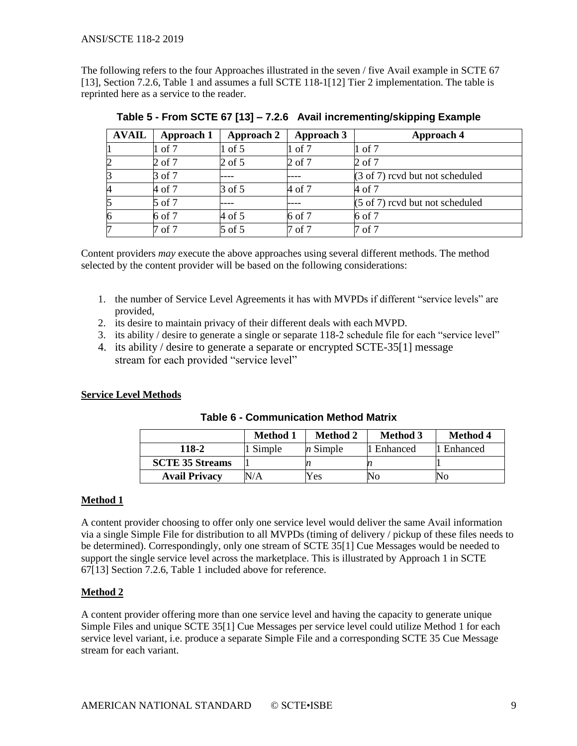The following refers to the four Approaches illustrated in the seven / five Avail example in SCTE 67 [13], Section 7.2.6, Table 1 and assumes a full SCTE 118-1[12] Tier 2 implementation. The table is reprinted here as a service to the reader.

**Table 5 - From SCTE 67 [13] – 7.2.6 Avail incrementing/skipping Example**

| AVAIL | Approach 1 | Approach 2 | Approach 3 | Approach 4 |
|---|---|---|---|---|
| 1 | 1 of 7 | 1 of 5 | 1 of 7 | 1 of 7 |
| 2 | 2 of 7 | 2 of 5 | 2 of 7 | 2 of 7 |
| 3 | 3 of 7 | ---- | ---- | (3 of 7) rcvd but not scheduled |
| 4 | 4 of 7 | 3 of 5 | 4 of 7 | 4 of 7 |
| 5 | 5 of 7 | ---- | ---- | (5 of 7) rcvd but not scheduled |
| 6 | 6 of 7 | 4 of 5 | 6 of 7 | 6 of 7 |
| 7 | 7 of 7 | 5 of 5 | 7 of 7 | 7 of 7 |

Content providers *may* execute the above approaches using several different methods. The method selected by the content provider will be based on the following considerations:

1. the number of Service Level Agreements it has with MVPDs if different "service levels" are provided,
2. its desire to maintain privacy of their different deals with each MVPD.
3. its ability / desire to generate a single or separate 118-2 schedule file for each "service level"
4. its ability / desire to generate a separate or encrypted SCTE-35[1] message stream for each provided "service level"

**Service Level Methods**

**Table 6 - Communication Method Matrix**

| | Method 1 | Method 2 | Method 3 | Method 4 |
|---|---|---|---|---|
| **118-2** | 1 Simple | *n* Simple | 1 Enhanced | 1 Enhanced |
| **SCTE 35 Streams** | 1 | *n* | *n* | 1 |
| **Avail Privacy** | N/A | Yes | No | No |

**Method 1**

A content provider choosing to offer only one service level would deliver the same Avail information via a single Simple File for distribution to all MVPDs (timing of delivery / pickup of these files needs to be determined). Correspondingly, only one stream of SCTE 35[1] Cue Messages would be needed to support the single service level across the marketplace. This is illustrated by Approach 1 in SCTE 67[13] Section 7.2.6, Table 1 included above for reference.

**Method 2**

A content provider offering more than one service level and having the capacity to generate unique Simple Files and unique SCTE 35[1] Cue Messages per service level could utilize Method 1 for each service level variant, i.e. produce a separate Simple File and a corresponding SCTE 35 Cue Message stream for each variant.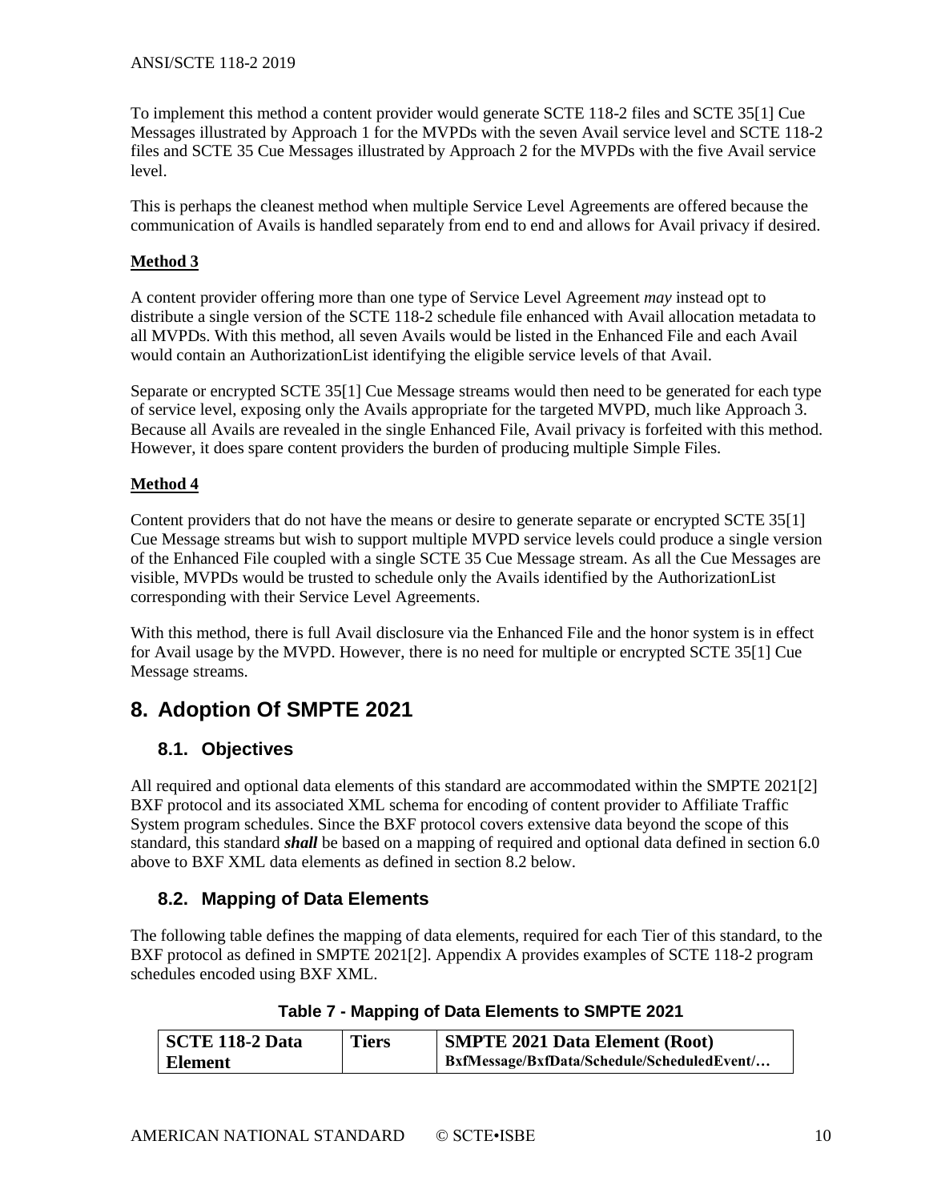To implement this method a content provider would generate SCTE 118-2 files and SCTE 35[1] Cue Messages illustrated by Approach 1 for the MVPDs with the seven Avail service level and SCTE 118-2 files and SCTE 35 Cue Messages illustrated by Approach 2 for the MVPDs with the five Avail service level.

This is perhaps the cleanest method when multiple Service Level Agreements are offered because the communication of Avails is handled separately from end to end and allows for Avail privacy if desired.

**Method 3**

A content provider offering more than one type of Service Level Agreement *may* instead opt to distribute a single version of the SCTE 118-2 schedule file enhanced with Avail allocation metadata to all MVPDs. With this method, all seven Avails would be listed in the Enhanced File and each Avail would contain an AuthorizationList identifying the eligible service levels of that Avail.

Separate or encrypted SCTE 35[1] Cue Message streams would then need to be generated for each type of service level, exposing only the Avails appropriate for the targeted MVPD, much like Approach 3. Because all Avails are revealed in the single Enhanced File, Avail privacy is forfeited with this method. However, it does spare content providers the burden of producing multiple Simple Files.

**Method 4**

Content providers that do not have the means or desire to generate separate or encrypted SCTE 35[1] Cue Message streams but wish to support multiple MVPD service levels could produce a single version of the Enhanced File coupled with a single SCTE 35 Cue Message stream. As all the Cue Messages are visible, MVPDs would be trusted to schedule only the Avails identified by the AuthorizationList corresponding with their Service Level Agreements.

With this method, there is full Avail disclosure via the Enhanced File and the honor system is in effect for Avail usage by the MVPD. However, there is no need for multiple or encrypted SCTE 35[1] Cue Message streams.

# 8. Adoption Of SMPTE 2021

## 8.1. Objectives

All required and optional data elements of this standard are accommodated within the SMPTE 2021[2] BXF protocol and its associated XML schema for encoding of content provider to Affiliate Traffic System program schedules. Since the BXF protocol covers extensive data beyond the scope of this standard, this standard ***shall*** be based on a mapping of required and optional data defined in section 6.0 above to BXF XML data elements as defined in section 8.2 below.

## 8.2. Mapping of Data Elements

The following table defines the mapping of data elements, required for each Tier of this standard, to the BXF protocol as defined in SMPTE 2021[2]. Appendix A provides examples of SCTE 118-2 program schedules encoded using BXF XML.

**Table 7 - Mapping of Data Elements to SMPTE 2021**

| SCTE 118-2 Data Element | Tiers | SMPTE 2021 Data Element (Root) BxfMessage/BxfData/Schedule/ScheduledEvent/… |
|---|---|---|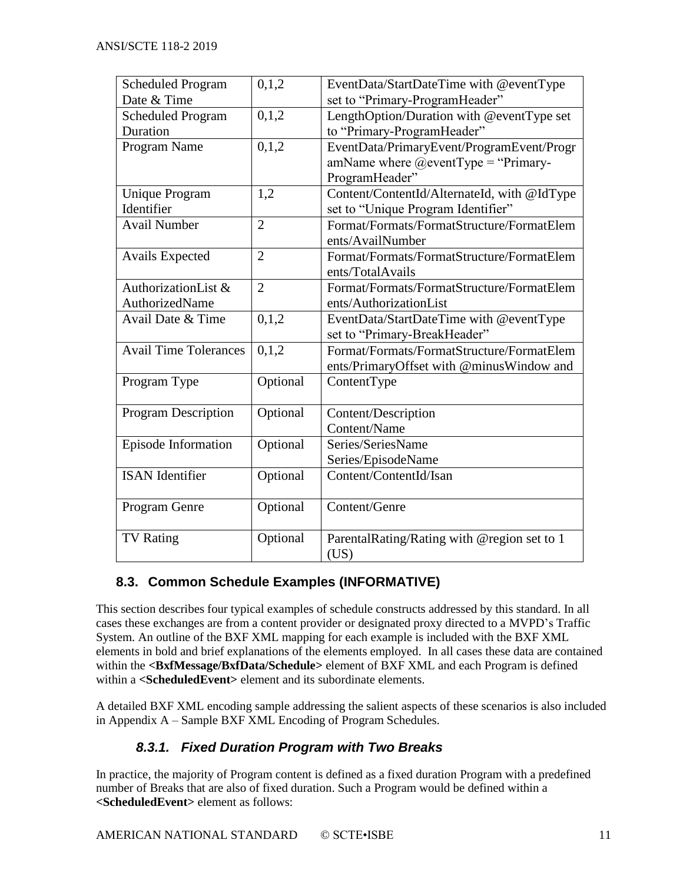| | | |
|---|---|---|
| Scheduled Program Date & Time | 0,1,2 | EventData/StartDateTime with @eventType set to "Primary-ProgramHeader" |
| Scheduled Program Duration | 0,1,2 | LengthOption/Duration with @eventType set to "Primary-ProgramHeader" |
| Program Name | 0,1,2 | EventData/PrimaryEvent/ProgramEvent/ProgramName where @eventType = "Primary-ProgramHeader" |
| Unique Program Identifier | 1,2 | Content/ContentId/AlternateId, with @IdType set to "Unique Program Identifier" |
| Avail Number | 2 | Format/Formats/FormatStructure/FormatElements/AvailNumber |
| Avails Expected | 2 | Format/Formats/FormatStructure/FormatElements/TotalAvails |
| AuthorizationList & AuthorizedName | 2 | Format/Formats/FormatStructure/FormatElements/AuthorizationList |
| Avail Date & Time | 0,1,2 | EventData/StartDateTime with @eventType set to "Primary-BreakHeader" |
| Avail Time Tolerances | 0,1,2 | Format/Formats/FormatStructure/FormatElements/PrimaryOffset with @minusWindow and |
| Program Type | Optional | ContentType |
| Program Description | Optional | Content/Description<br>Content/Name |
| Episode Information | Optional | Series/SeriesName<br>Series/EpisodeName |
| ISAN Identifier | Optional | Content/ContentId/Isan |
| Program Genre | Optional | Content/Genre |
| TV Rating | Optional | ParentalRating/Rating with @region set to 1 (US) |

## 8.3. Common Schedule Examples (INFORMATIVE)

This section describes four typical examples of schedule constructs addressed by this standard. In all cases these exchanges are from a content provider or designated proxy directed to a MVPD's Traffic System. An outline of the BXF XML mapping for each example is included with the BXF XML elements in bold and brief explanations of the elements employed. In all cases these data are contained within the **<BxfMessage/BxfData/Schedule>** element of BXF XML and each Program is defined within a **<ScheduledEvent>** element and its subordinate elements.

A detailed BXF XML encoding sample addressing the salient aspects of these scenarios is also included in Appendix A – Sample BXF XML Encoding of Program Schedules.

### *8.3.1. Fixed Duration Program with Two Breaks*

In practice, the majority of Program content is defined as a fixed duration Program with a predefined number of Breaks that are also of fixed duration. Such a Program would be defined within a **<ScheduledEvent>** element as follows: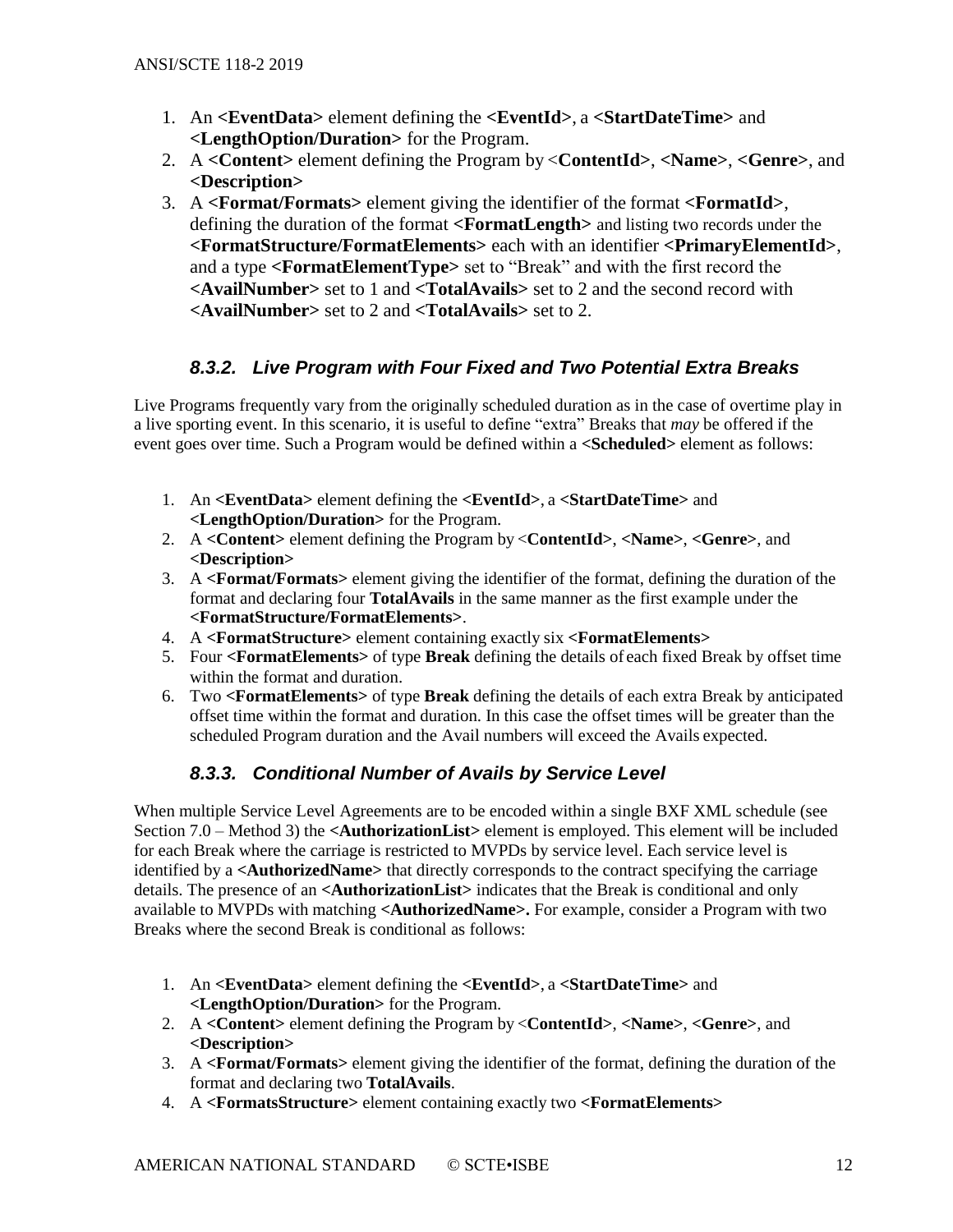1. An **<EventData>** element defining the **<EventId>**, a **<StartDateTime>** and **<LengthOption/Duration>** for the Program.
2. A **<Content>** element defining the Program by <**ContentId>**, **<Name>**, **<Genre>**, and **<Description>**
3. A **<Format/Formats>** element giving the identifier of the format **<FormatId>**, defining the duration of the format **<FormatLength>** and listing two records under the **<FormatStructure/FormatElements>** each with an identifier **<PrimaryElementId>**, and a type **<FormatElementType>** set to "Break" and with the first record the **<AvailNumber>** set to 1 and **<TotalAvails>** set to 2 and the second record with **<AvailNumber>** set to 2 and **<TotalAvails>** set to 2.

### *8.3.2. Live Program with Four Fixed and Two Potential Extra Breaks*

Live Programs frequently vary from the originally scheduled duration as in the case of overtime play in a live sporting event. In this scenario, it is useful to define "extra" Breaks that *may* be offered if the event goes over time. Such a Program would be defined within a **<Scheduled>** element as follows:

1. An **<EventData>** element defining the **<EventId>**, a **<StartDateTime>** and **<LengthOption/Duration>** for the Program.
2. A **<Content>** element defining the Program by <**ContentId>**, **<Name>**, **<Genre>**, and **<Description>**
3. A **<Format/Formats>** element giving the identifier of the format, defining the duration of the format and declaring four **TotalAvails** in the same manner as the first example under the **<FormatStructure/FormatElements>**.
4. A **<FormatStructure>** element containing exactly six **<FormatElements>**
5. Four **<FormatElements>** of type **Break** defining the details of each fixed Break by offset time within the format and duration.
6. Two **<FormatElements>** of type **Break** defining the details of each extra Break by anticipated offset time within the format and duration. In this case the offset times will be greater than the scheduled Program duration and the Avail numbers will exceed the Avails expected.

### *8.3.3. Conditional Number of Avails by Service Level*

When multiple Service Level Agreements are to be encoded within a single BXF XML schedule (see Section 7.0 – Method 3) the **<AuthorizationList>** element is employed. This element will be included for each Break where the carriage is restricted to MVPDs by service level. Each service level is identified by a **<AuthorizedName>** that directly corresponds to the contract specifying the carriage details. The presence of an **<AuthorizationList>** indicates that the Break is conditional and only available to MVPDs with matching **<AuthorizedName>.** For example, consider a Program with two Breaks where the second Break is conditional as follows:

1. An **<EventData>** element defining the **<EventId>**, a **<StartDateTime>** and **<LengthOption/Duration>** for the Program.
2. A **<Content>** element defining the Program by <**ContentId>**, **<Name>**, **<Genre>**, and **<Description>**
3. A **<Format/Formats>** element giving the identifier of the format, defining the duration of the format and declaring two **TotalAvails**.
4. A **<FormatsStructure>** element containing exactly two **<FormatElements>**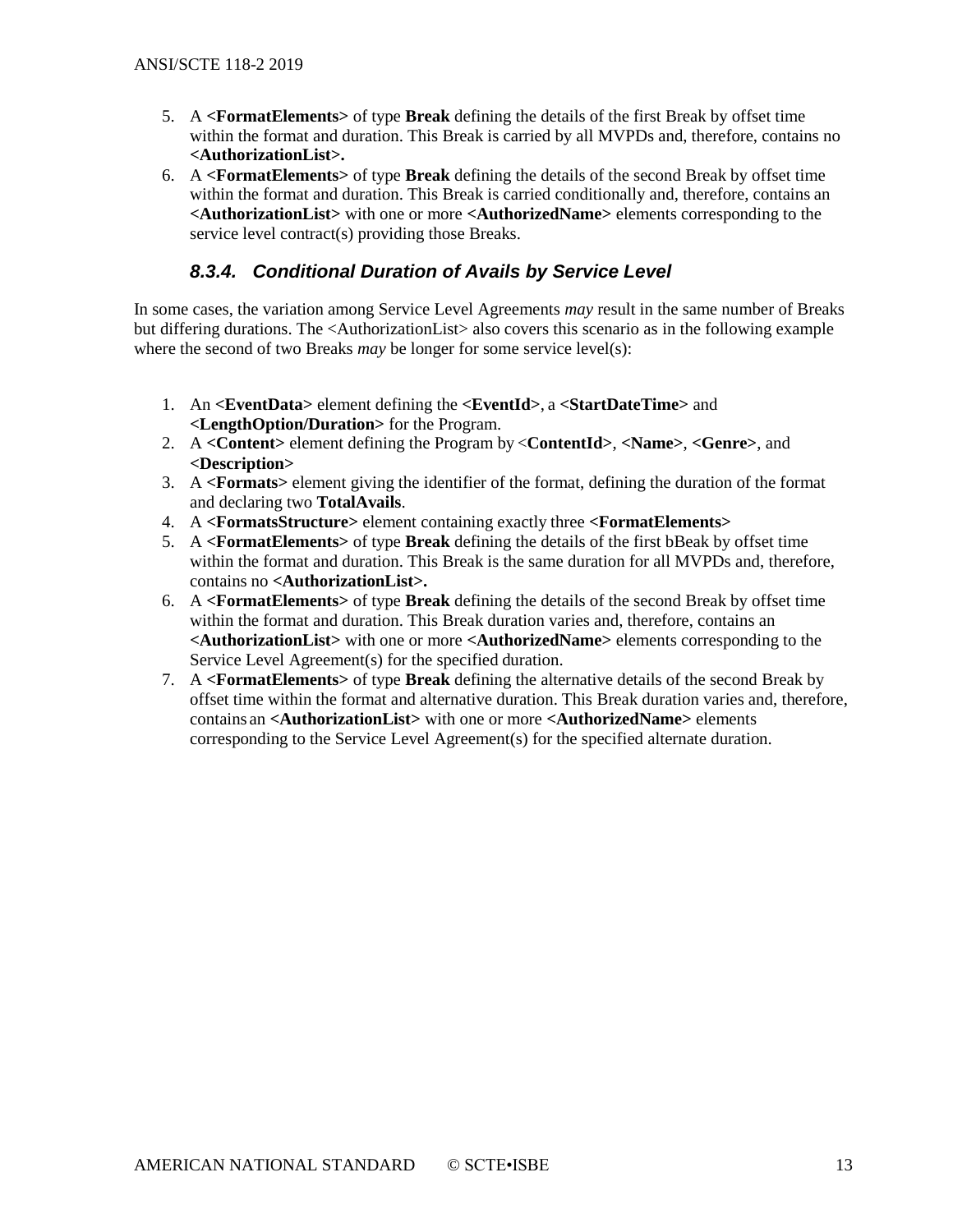5. A **<FormatElements>** of type **Break** defining the details of the first Break by offset time within the format and duration. This Break is carried by all MVPDs and, therefore, contains no **<AuthorizationList>.**
6. A **<FormatElements>** of type **Break** defining the details of the second Break by offset time within the format and duration. This Break is carried conditionally and, therefore, contains an **<AuthorizationList>** with one or more **<AuthorizedName>** elements corresponding to the service level contract(s) providing those Breaks.

### 8.3.4. Conditional Duration of Avails by Service Level

In some cases, the variation among Service Level Agreements *may* result in the same number of Breaks but differing durations. The <AuthorizationList> also covers this scenario as in the following example where the second of two Breaks *may* be longer for some service level(s):

1. An **<EventData>** element defining the **<EventId>**, a **<StartDateTime>** and **<LengthOption/Duration>** for the Program.
2. A **<Content>** element defining the Program by <**ContentId>**, **<Name>**, **<Genre>**, and **<Description>**
3. A **<Formats>** element giving the identifier of the format, defining the duration of the format and declaring two **TotalAvails**.
4. A **<FormatsStructure>** element containing exactly three **<FormatElements>**
5. A **<FormatElements>** of type **Break** defining the details of the first bBeak by offset time within the format and duration. This Break is the same duration for all MVPDs and, therefore, contains no **<AuthorizationList>.**
6. A **<FormatElements>** of type **Break** defining the details of the second Break by offset time within the format and duration. This Break duration varies and, therefore, contains an **<AuthorizationList>** with one or more **<AuthorizedName>** elements corresponding to the Service Level Agreement(s) for the specified duration.
7. A **<FormatElements>** of type **Break** defining the alternative details of the second Break by offset time within the format and alternative duration. This Break duration varies and, therefore, contains an **<AuthorizationList>** with one or more **<AuthorizedName>** elements corresponding to the Service Level Agreement(s) for the specified alternate duration.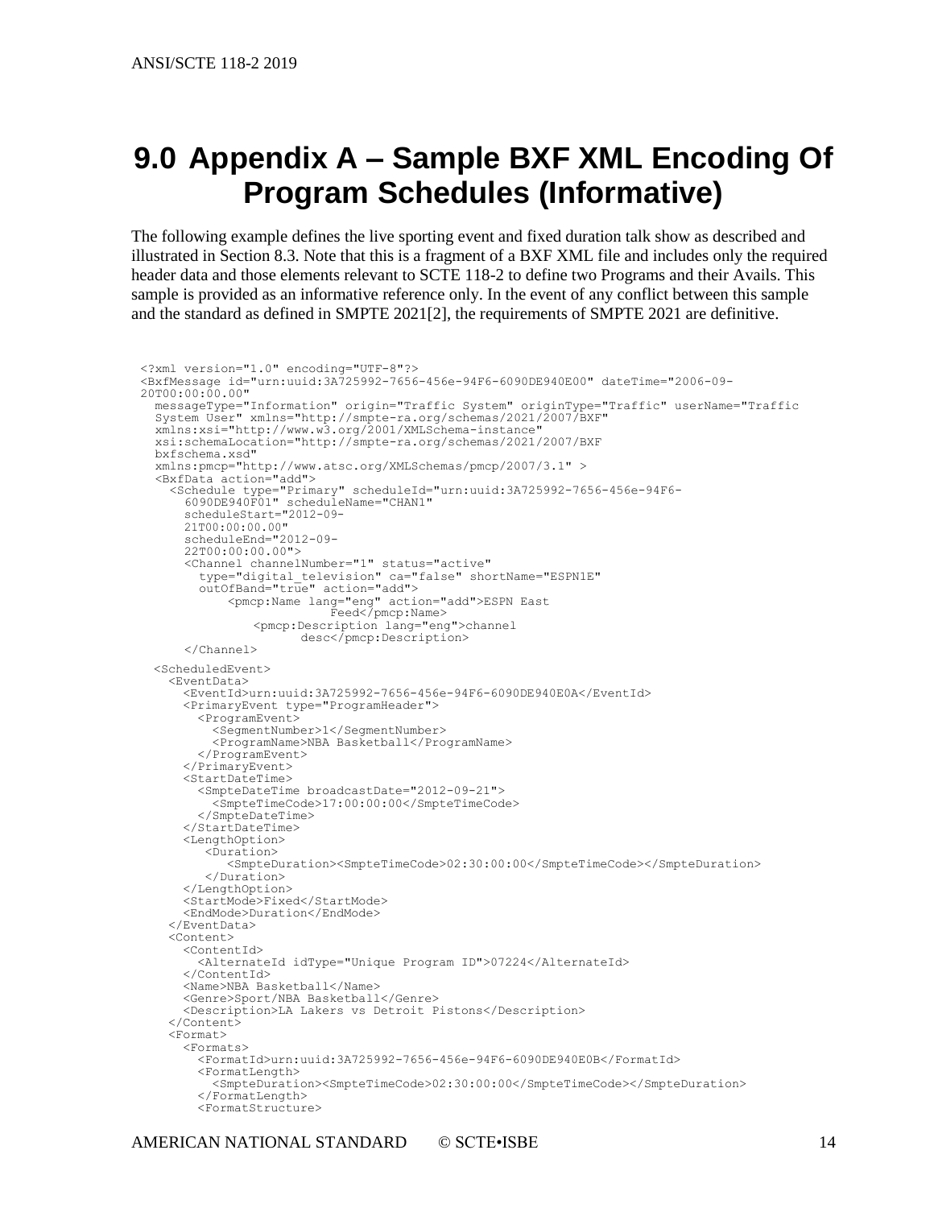# 9.0 Appendix A – Sample BXF XML Encoding Of Program Schedules (Informative)

The following example defines the live sporting event and fixed duration talk show as described and illustrated in Section 8.3. Note that this is a fragment of a BXF XML file and includes only the required header data and those elements relevant to SCTE 118-2 to define two Programs and their Avails. This sample is provided as an informative reference only. In the event of any conflict between this sample and the standard as defined in SMPTE 2021[2], the requirements of SMPTE 2021 are definitive.

```
<?xml version="1.0" encoding="UTF-8"?>
<BxfMessage id="urn:uuid:3A725992-7656-456e-94F6-6090DE940E00" dateTime="2006-09-
20T00:00:00.00"
  messageType="Information" origin="Traffic System" originType="Traffic" userName="Traffic
  System User" xmlns="http://smpte-ra.org/schemas/2021/2007/BXF"
  xmlns:xsi="http://www.w3.org/2001/XMLSchema-instance"
  xsi:schemaLocation="http://smpte-ra.org/schemas/2021/2007/BXF
  bxfschema.xsd"
  xmlns:pmcp="http://www.atsc.org/XMLSchemas/pmcp/2007/3.1" >
  <BxfData action="add">
    <Schedule type="Primary" scheduleId="urn:uuid:3A725992-7656-456e-94F6-
      6090DE940F01" scheduleName="CHAN1"
      scheduleStart="2012-09-
      21T00:00:00.00"
      scheduleEnd="2012-09-
      22T00:00:00.00">
      <Channel channelNumber="1" status="active"
        type="digital_television" ca="false" shortName="ESPN1E"
        outOfBand="true" action="add">
            <pmcp:Name lang="eng" action="add">ESPN East
                       Feed</pmcp:Name>
               <pmcp:Description lang="eng">channel
                        desc</pmcp:Description>
      </Channel>
  <ScheduledEvent>
    <EventData>
      <EventId>urn:uuid:3A725992-7656-456e-94F6-6090DE940E0A</EventId>
      <PrimaryEvent type="ProgramHeader">
        <ProgramEvent>
          <SegmentNumber>1</SegmentNumber>
          <ProgramName>NBA Basketball</ProgramName>
        </ProgramEvent>
      </PrimaryEvent>
      <StartDateTime>
        <SmpteDateTime broadcastDate="2012-09-21">
          <SmpteTimeCode>17:00:00:00</SmpteTimeCode>
        </SmpteDateTime>
      </StartDateTime>
      <LengthOption>
         <Duration>
            <SmpteDuration><SmpteTimeCode>02:30:00:00</SmpteTimeCode></SmpteDuration>
         </Duration>
      </LengthOption>
      <StartMode>Fixed</StartMode>
      <EndMode>Duration</EndMode>
    </EventData>
    <Content>
      <ContentId>
        <AlternateId idType="Unique Program ID">07224</AlternateId>
      </ContentId>
      <Name>NBA Basketball</Name>
      <Genre>Sport/NBA Basketball</Genre>
      <Description>LA Lakers vs Detroit Pistons</Description>
    </Content>
    <Format>
      <Formats>
        <FormatId>urn:uuid:3A725992-7656-456e-94F6-6090DE940E0B</FormatId>
        <FormatLength>
          <SmpteDuration><SmpteTimeCode>02:30:00:00</SmpteTimeCode></SmpteDuration>
        </FormatLength>
        <FormatStructure>
```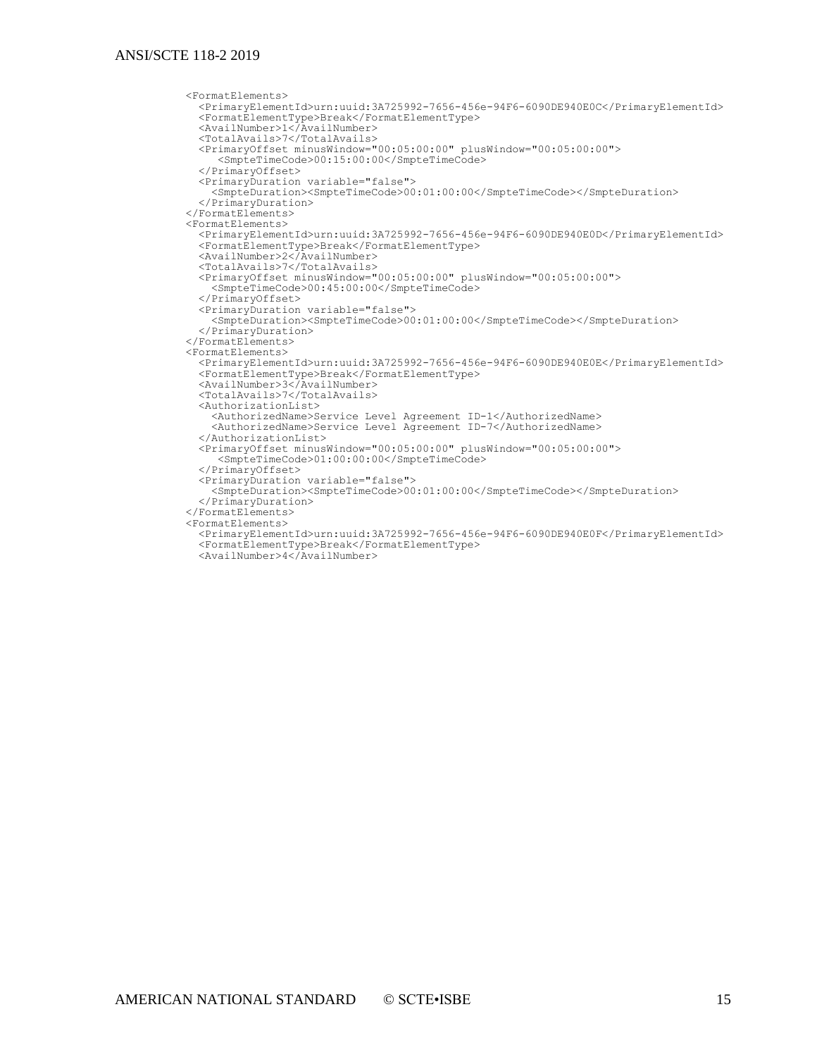```
<FormatElements>
  <PrimaryElementId>urn:uuid:3A725992-7656-456e-94F6-6090DE940E0C</PrimaryElementId>
  <FormatElementType>Break</FormatElementType>
  <AvailNumber>1</AvailNumber>
  <TotalAvails>7</TotalAvails>
  <PrimaryOffset minusWindow="00:05:00:00" plusWindow="00:05:00:00">
     <SmpteTimeCode>00:15:00:00</SmpteTimeCode>
  </PrimaryOffset>
  <PrimaryDuration variable="false">
    <SmpteDuration><SmpteTimeCode>00:01:00:00</SmpteTimeCode></SmpteDuration>
  </PrimaryDuration>
</FormatElements>
<FormatElements>
  <PrimaryElementId>urn:uuid:3A725992-7656-456e-94F6-6090DE940E0D</PrimaryElementId>
  <FormatElementType>Break</FormatElementType>
  <AvailNumber>2</AvailNumber>
  <TotalAvails>7</TotalAvails>
  <PrimaryOffset minusWindow="00:05:00:00" plusWindow="00:05:00:00">
    <SmpteTimeCode>00:45:00:00</SmpteTimeCode>
  </PrimaryOffset>
  <PrimaryDuration variable="false">
    <SmpteDuration><SmpteTimeCode>00:01:00:00</SmpteTimeCode></SmpteDuration>
  </PrimaryDuration>
</FormatElements>
<FormatElements>
  <PrimaryElementId>urn:uuid:3A725992-7656-456e-94F6-6090DE940E0E</PrimaryElementId>
  <FormatElementType>Break</FormatElementType>
  <AvailNumber>3</AvailNumber>
  <TotalAvails>7</TotalAvails>
  <AuthorizationList>
    <AuthorizedName>Service Level Agreement ID-1</AuthorizedName>
    <AuthorizedName>Service Level Agreement ID-7</AuthorizedName>
  </AuthorizationList>
  <PrimaryOffset minusWindow="00:05:00:00" plusWindow="00:05:00:00">
     <SmpteTimeCode>01:00:00:00</SmpteTimeCode>
  </PrimaryOffset>
  <PrimaryDuration variable="false">
    <SmpteDuration><SmpteTimeCode>00:01:00:00</SmpteTimeCode></SmpteDuration>
  </PrimaryDuration>
</FormatElements>
<FormatElements>
  <PrimaryElementId>urn:uuid:3A725992-7656-456e-94F6-6090DE940E0F</PrimaryElementId>
  <FormatElementType>Break</FormatElementType>
  <AvailNumber>4</AvailNumber>
```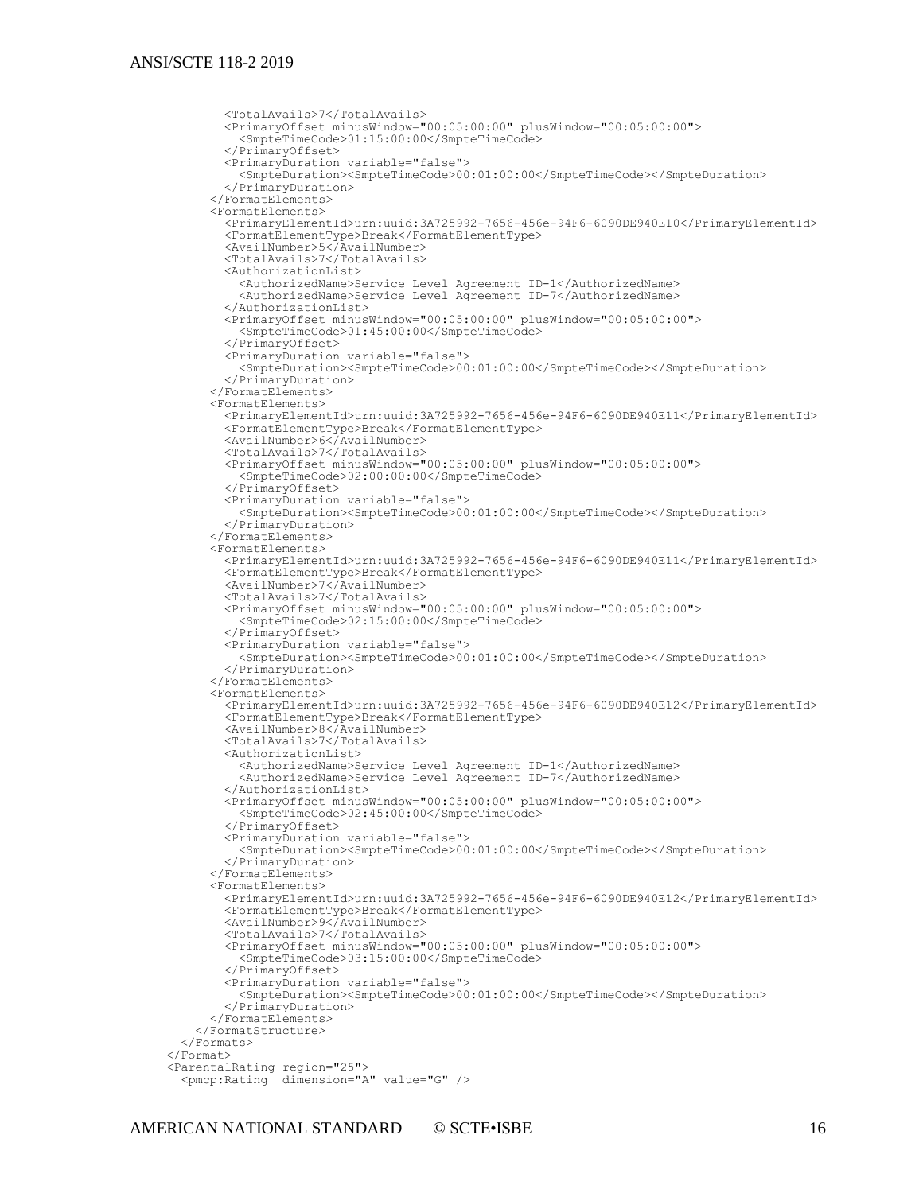```
          <TotalAvails>7</TotalAvails>
          <PrimaryOffset minusWindow="00:05:00:00" plusWindow="00:05:00:00">
            <SmpteTimeCode>01:15:00:00</SmpteTimeCode>
          </PrimaryOffset>
          <PrimaryDuration variable="false">
            <SmpteDuration><SmpteTimeCode>00:01:00:00</SmpteTimeCode></SmpteDuration>
          </PrimaryDuration>
        </FormatElements>
        <FormatElements>
          <PrimaryElementId>urn:uuid:3A725992-7656-456e-94F6-6090DE940E10</PrimaryElementId>
          <FormatElementType>Break</FormatElementType>
          <AvailNumber>5</AvailNumber>
          <TotalAvails>7</TotalAvails>
          <AuthorizationList>
            <AuthorizedName>Service Level Agreement ID-1</AuthorizedName>
            <AuthorizedName>Service Level Agreement ID-7</AuthorizedName>
          </AuthorizationList>
          <PrimaryOffset minusWindow="00:05:00:00" plusWindow="00:05:00:00">
            <SmpteTimeCode>01:45:00:00</SmpteTimeCode>
          </PrimaryOffset>
          <PrimaryDuration variable="false">
            <SmpteDuration><SmpteTimeCode>00:01:00:00</SmpteTimeCode></SmpteDuration>
          </PrimaryDuration>
        </FormatElements>
        <FormatElements>
          <PrimaryElementId>urn:uuid:3A725992-7656-456e-94F6-6090DE940E11</PrimaryElementId>
          <FormatElementType>Break</FormatElementType>
          <AvailNumber>6</AvailNumber>
          <TotalAvails>7</TotalAvails>
          <PrimaryOffset minusWindow="00:05:00:00" plusWindow="00:05:00:00">
            <SmpteTimeCode>02:00:00:00</SmpteTimeCode>
          </PrimaryOffset>
          <PrimaryDuration variable="false">
            <SmpteDuration><SmpteTimeCode>00:01:00:00</SmpteTimeCode></SmpteDuration>
          </PrimaryDuration>
        </FormatElements>
        <FormatElements>
          <PrimaryElementId>urn:uuid:3A725992-7656-456e-94F6-6090DE940E11</PrimaryElementId>
          <FormatElementType>Break</FormatElementType>
          <AvailNumber>7</AvailNumber>
          <TotalAvails>7</TotalAvails>
          <PrimaryOffset minusWindow="00:05:00:00" plusWindow="00:05:00:00">
            <SmpteTimeCode>02:15:00:00</SmpteTimeCode>
          </PrimaryOffset>
          <PrimaryDuration variable="false">
            <SmpteDuration><SmpteTimeCode>00:01:00:00</SmpteTimeCode></SmpteDuration>
          </PrimaryDuration>
        </FormatElements>
        <FormatElements>
          <PrimaryElementId>urn:uuid:3A725992-7656-456e-94F6-6090DE940E12</PrimaryElementId>
          <FormatElementType>Break</FormatElementType>
          <AvailNumber>8</AvailNumber>
          <TotalAvails>7</TotalAvails>
          <AuthorizationList>
            <AuthorizedName>Service Level Agreement ID-1</AuthorizedName>
            <AuthorizedName>Service Level Agreement ID-7</AuthorizedName>
          </AuthorizationList>
          <PrimaryOffset minusWindow="00:05:00:00" plusWindow="00:05:00:00">
            <SmpteTimeCode>02:45:00:00</SmpteTimeCode>
          </PrimaryOffset>
          <PrimaryDuration variable="false">
            <SmpteDuration><SmpteTimeCode>00:01:00:00</SmpteTimeCode></SmpteDuration>
          </PrimaryDuration>
        </FormatElements>
        <FormatElements>
          <PrimaryElementId>urn:uuid:3A725992-7656-456e-94F6-6090DE940E12</PrimaryElementId>
          <FormatElementType>Break</FormatElementType>
          <AvailNumber>9</AvailNumber>
          <TotalAvails>7</TotalAvails>
          <PrimaryOffset minusWindow="00:05:00:00" plusWindow="00:05:00:00">
            <SmpteTimeCode>03:15:00:00</SmpteTimeCode>
          </PrimaryOffset>
          <PrimaryDuration variable="false">
            <SmpteDuration><SmpteTimeCode>00:01:00:00</SmpteTimeCode></SmpteDuration>
          </PrimaryDuration>
        </FormatElements>
      </FormatStructure>
    </Formats>
  </Format>
  <ParentalRating region="25">
    <pmcp:Rating  dimension="A" value="G" />
```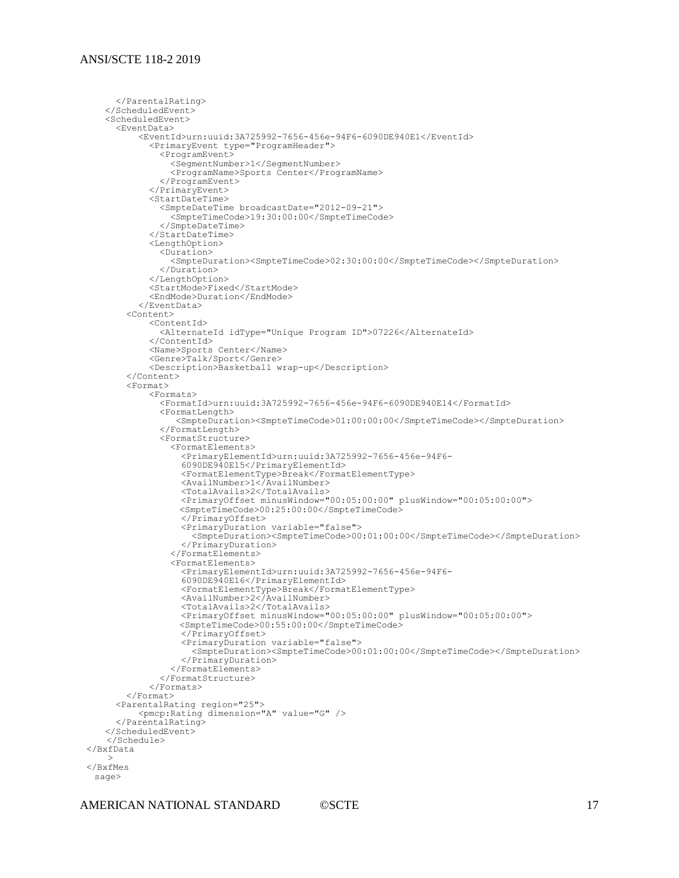```
      </ParentalRating>
    </ScheduledEvent>
    <ScheduledEvent>
      <EventData>
          <EventId>urn:uuid:3A725992-7656-456e-94F6-6090DE940E1</EventId>
            <PrimaryEvent type="ProgramHeader">
              <ProgramEvent>
                <SegmentNumber>1</SegmentNumber>
                <ProgramName>Sports Center</ProgramName>
              </ProgramEvent>
            </PrimaryEvent>
            <StartDateTime>
              <SmpteDateTime broadcastDate="2012-09-21">
                <SmpteTimeCode>19:30:00:00</SmpteTimeCode>
              </SmpteDateTime>
            </StartDateTime>
            <LengthOption>
              <Duration>
                <SmpteDuration><SmpteTimeCode>02:30:00:00</SmpteTimeCode></SmpteDuration>
              </Duration>
            </LengthOption>
            <StartMode>Fixed</StartMode>
            <EndMode>Duration</EndMode>
          </EventData>
        <Content>
            <ContentId>
              <AlternateId idType="Unique Program ID">07226</AlternateId>
            </ContentId>
            <Name>Sports Center</Name>
            <Genre>Talk/Sport</Genre>
            <Description>Basketball wrap-up</Description>
        </Content>
        <Format>
            <Formats>
              <FormatId>urn:uuid:3A725992-7656-456e-94F6-6090DE940E14</FormatId>
              <FormatLength>
                 <SmpteDuration><SmpteTimeCode>01:00:00:00</SmpteTimeCode></SmpteDuration>
              </FormatLength>
              <FormatStructure>
                <FormatElements>
                  <PrimaryElementId>urn:uuid:3A725992-7656-456e-94F6-
                  6090DE940E15</PrimaryElementId>
                  <FormatElementType>Break</FormatElementType>
                  <AvailNumber>1</AvailNumber>
                  <TotalAvails>2</TotalAvails>
                  <PrimaryOffset minusWindow="00:05:00:00" plusWindow="00:05:00:00">
                  <SmpteTimeCode>00:25:00:00</SmpteTimeCode>
                  </PrimaryOffset>
                  <PrimaryDuration variable="false">
                    <SmpteDuration><SmpteTimeCode>00:01:00:00</SmpteTimeCode></SmpteDuration>
                  </PrimaryDuration>
                </FormatElements>
                <FormatElements>
                  <PrimaryElementId>urn:uuid:3A725992-7656-456e-94F6-
                  6090DE940E16</PrimaryElementId>
                  <FormatElementType>Break</FormatElementType>
                  <AvailNumber>2</AvailNumber>
                  <TotalAvails>2</TotalAvails>
                  <PrimaryOffset minusWindow="00:05:00:00" plusWindow="00:05:00:00">
                  <SmpteTimeCode>00:55:00:00</SmpteTimeCode>
                  </PrimaryOffset>
                  <PrimaryDuration variable="false">
                    <SmpteDuration><SmpteTimeCode>00:01:00:00</SmpteTimeCode></SmpteDuration>
                  </PrimaryDuration>
                </FormatElements>
              </FormatStructure>
            </Formats>
        </Format>
      <ParentalRating region="25">
          <pmcp:Rating dimension="A" value="G" />
      </ParentalRating>
    </ScheduledEvent>
    </Schedule>
</BxfData
    >
</BxfMes
  sage>
```